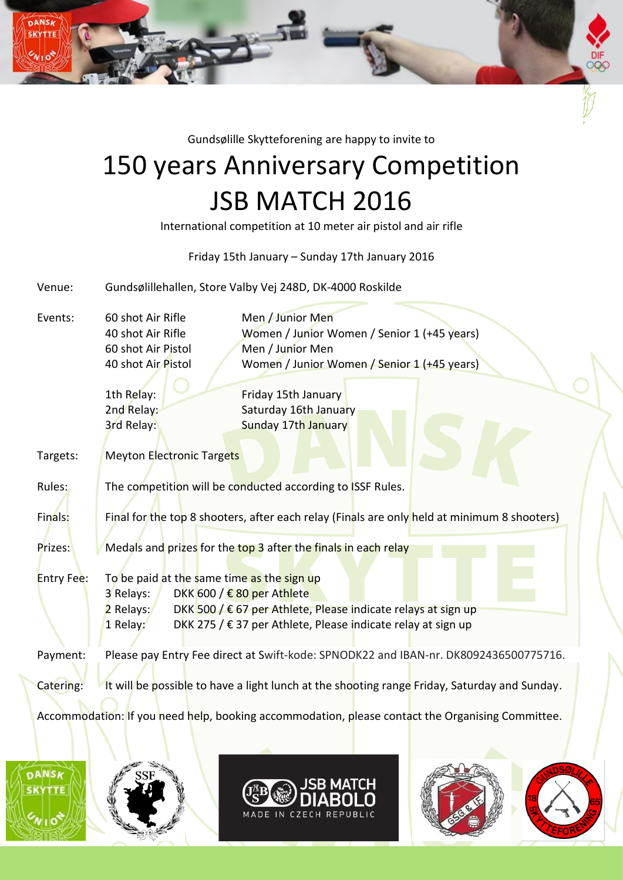Gundsølille Skytteforening are happy to invite to

# 150 years Anniversary Competition
# JSB MATCH 2016

International competition at 10 meter air pistol and air rifle

Friday 15th January – Sunday 17th January 2016

Venue: Gundsølillehallen, Store Valby Vej 248D, DK-4000 Roskilde

Events:

| | |
|---|---|
| 60 shot Air Rifle | Men / Junior Men |
| 40 shot Air Rifle | Women / Junior Women / Senior 1 (+45 years) |
| 60 shot Air Pistol | Men / Junior Men |
| 40 shot Air Pistol | Women / Junior Women / Senior 1 (+45 years) |

| | |
|---|---|
| 1th Relay: | Friday 15th January |
| 2nd Relay: | Saturday 16th January |
| 3rd Relay: | Sunday 17th January |

Targets: Meyton Electronic Targets

Rules: The competition will be conducted according to ISSF Rules.

Finals: Final for the top 8 shooters, after each relay (Finals are only held at minimum 8 shooters)

Prizes: Medals and prizes for the top 3 after the finals in each relay

Entry Fee: To be paid at the same time as the sign up

| | |
|---|---|
| 3 Relays: | DKK 600 / € 80 per Athlete |
| 2 Relays: | DKK 500 / € 67 per Athlete, Please indicate relays at sign up |
| 1 Relay: | DKK 275 / € 37 per Athlete, Please indicate relay at sign up |

Payment: Please pay Entry Fee direct at Swift-kode: SPNODK22 and IBAN-nr. DK8092436500775716.

Catering: It will be possible to have a light lunch at the shooting range Friday, Saturday and Sunday.

Accommodation: If you need help, booking accommodation, please contact the Organising Committee.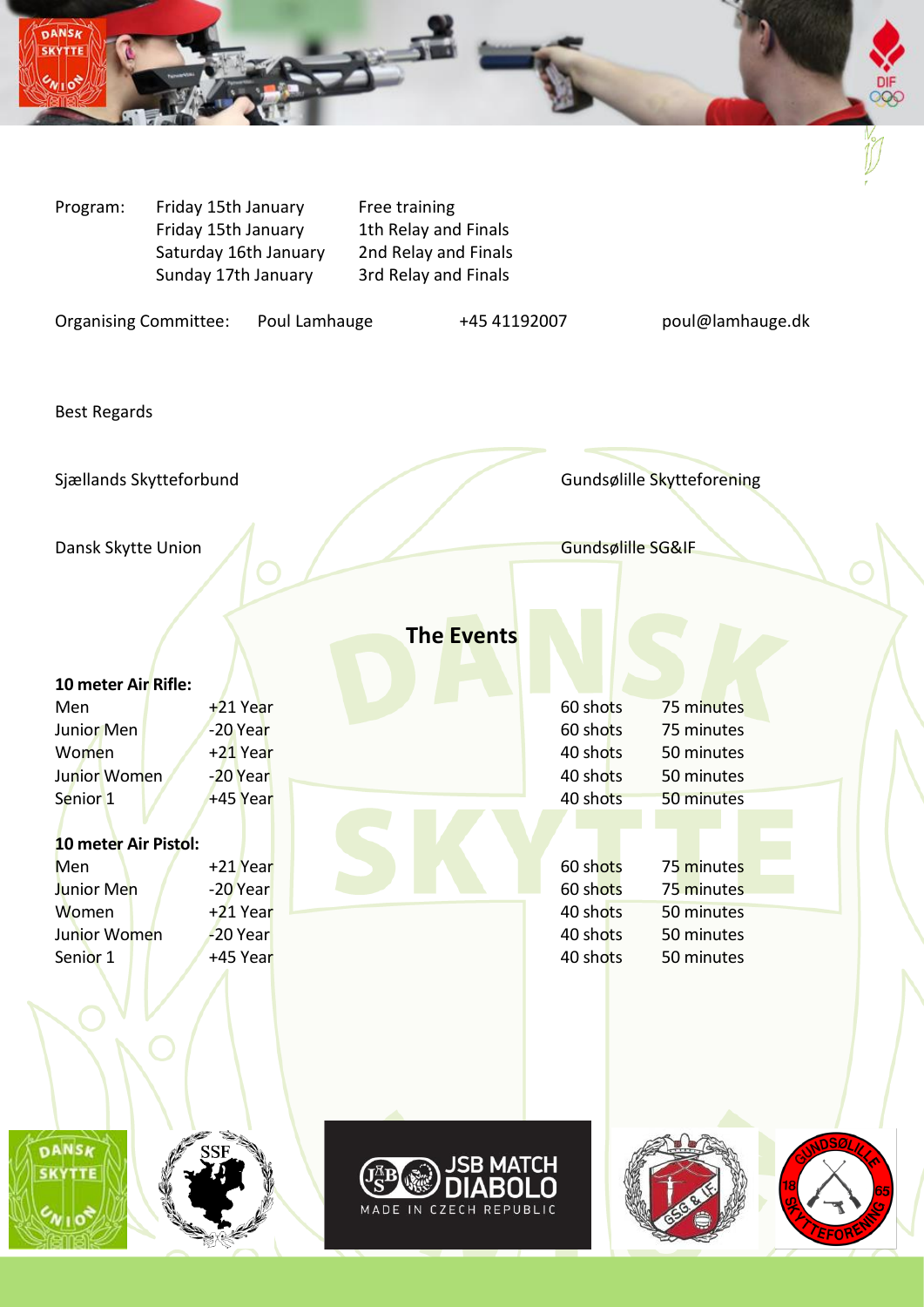| | | |
|---|---|---|
| Program: | Friday 15th January | Free training |
| | Friday 15th January | 1th Relay and Finals |
| | Saturday 16th January | 2nd Relay and Finals |
| | Sunday 17th January | 3rd Relay and Finals |

Organising Committee: Poul Lamhauge +45 41192007 poul@lamhauge.dk

Best Regards

Sjællands Skytteforbund

Gundsølille Skytteforening

Dansk Skytte Union

Gundsølille SG&IF

## The Events

**10 meter Air Rifle:**

| | | | |
|---|---|---|---|
| Men | +21 Year | 60 shots | 75 minutes |
| Junior Men | -20 Year | 60 shots | 75 minutes |
| Women | +21 Year | 40 shots | 50 minutes |
| Junior Women | -20 Year | 40 shots | 50 minutes |
| Senior 1 | +45 Year | 40 shots | 50 minutes |

**10 meter Air Pistol:**

| | | | |
|---|---|---|---|
| Men | +21 Year | 60 shots | 75 minutes |
| Junior Men | -20 Year | 60 shots | 75 minutes |
| Women | +21 Year | 40 shots | 50 minutes |
| Junior Women | -20 Year | 40 shots | 50 minutes |
| Senior 1 | +45 Year | 40 shots | 50 minutes |